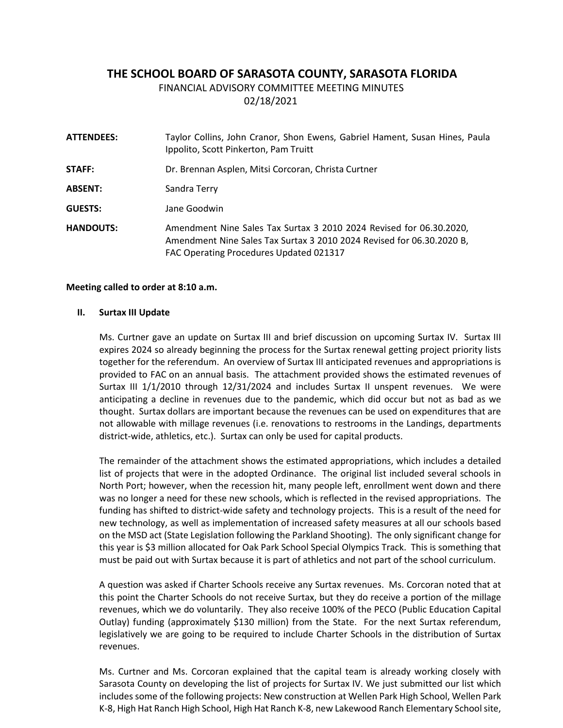# THE SCHOOL BOARD OF SARASOTA COUNTY, SARASOTA FLORIDA

FINANCIAL ADVISORY COMMITTEE MEETING MINUTES

02/18/2021

| | |
|---|---|
| **ATTENDEES:** | Taylor Collins, John Cranor, Shon Ewens, Gabriel Hament, Susan Hines, Paula Ippolito, Scott Pinkerton, Pam Truitt |
| **STAFF:** | Dr. Brennan Asplen, Mitsi Corcoran, Christa Curtner |
| **ABSENT:** | Sandra Terry |
| **GUESTS:** | Jane Goodwin |
| **HANDOUTS:** | Amendment Nine Sales Tax Surtax 3 2010 2024 Revised for 06.30.2020, Amendment Nine Sales Tax Surtax 3 2010 2024 Revised for 06.30.2020 B, FAC Operating Procedures Updated 021317 |

**Meeting called to order at 8:10 a.m.**

**II. Surtax III Update**

Ms. Curtner gave an update on Surtax III and brief discussion on upcoming Surtax IV. Surtax III expires 2024 so already beginning the process for the Surtax renewal getting project priority lists together for the referendum. An overview of Surtax III anticipated revenues and appropriations is provided to FAC on an annual basis. The attachment provided shows the estimated revenues of Surtax III 1/1/2010 through 12/31/2024 and includes Surtax II unspent revenues. We were anticipating a decline in revenues due to the pandemic, which did occur but not as bad as we thought. Surtax dollars are important because the revenues can be used on expenditures that are not allowable with millage revenues (i.e. renovations to restrooms in the Landings, departments district-wide, athletics, etc.). Surtax can only be used for capital products.

The remainder of the attachment shows the estimated appropriations, which includes a detailed list of projects that were in the adopted Ordinance. The original list included several schools in North Port; however, when the recession hit, many people left, enrollment went down and there was no longer a need for these new schools, which is reflected in the revised appropriations. The funding has shifted to district-wide safety and technology projects. This is a result of the need for new technology, as well as implementation of increased safety measures at all our schools based on the MSD act (State Legislation following the Parkland Shooting). The only significant change for this year is $3 million allocated for Oak Park School Special Olympics Track. This is something that must be paid out with Surtax because it is part of athletics and not part of the school curriculum.

A question was asked if Charter Schools receive any Surtax revenues. Ms. Corcoran noted that at this point the Charter Schools do not receive Surtax, but they do receive a portion of the millage revenues, which we do voluntarily. They also receive 100% of the PECO (Public Education Capital Outlay) funding (approximately $130 million) from the State. For the next Surtax referendum, legislatively we are going to be required to include Charter Schools in the distribution of Surtax revenues.

Ms. Curtner and Ms. Corcoran explained that the capital team is already working closely with Sarasota County on developing the list of projects for Surtax IV. We just submitted our list which includes some of the following projects: New construction at Wellen Park High School, Wellen Park K-8, High Hat Ranch High School, High Hat Ranch K-8, new Lakewood Ranch Elementary School site,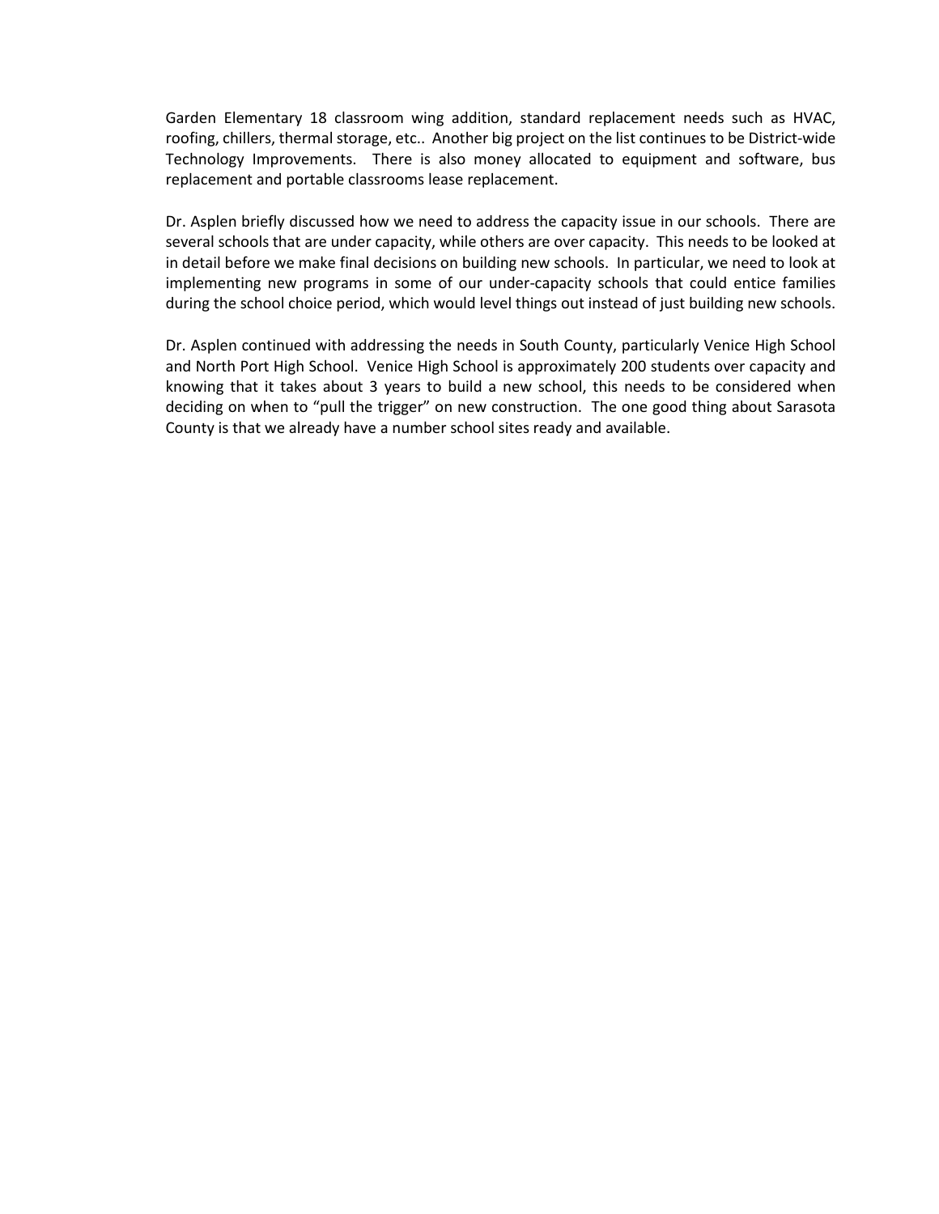Garden Elementary 18 classroom wing addition, standard replacement needs such as HVAC, roofing, chillers, thermal storage, etc.. Another big project on the list continues to be District-wide Technology Improvements. There is also money allocated to equipment and software, bus replacement and portable classrooms lease replacement.

Dr. Asplen briefly discussed how we need to address the capacity issue in our schools. There are several schools that are under capacity, while others are over capacity. This needs to be looked at in detail before we make final decisions on building new schools. In particular, we need to look at implementing new programs in some of our under-capacity schools that could entice families during the school choice period, which would level things out instead of just building new schools.

Dr. Asplen continued with addressing the needs in South County, particularly Venice High School and North Port High School. Venice High School is approximately 200 students over capacity and knowing that it takes about 3 years to build a new school, this needs to be considered when deciding on when to "pull the trigger" on new construction. The one good thing about Sarasota County is that we already have a number school sites ready and available.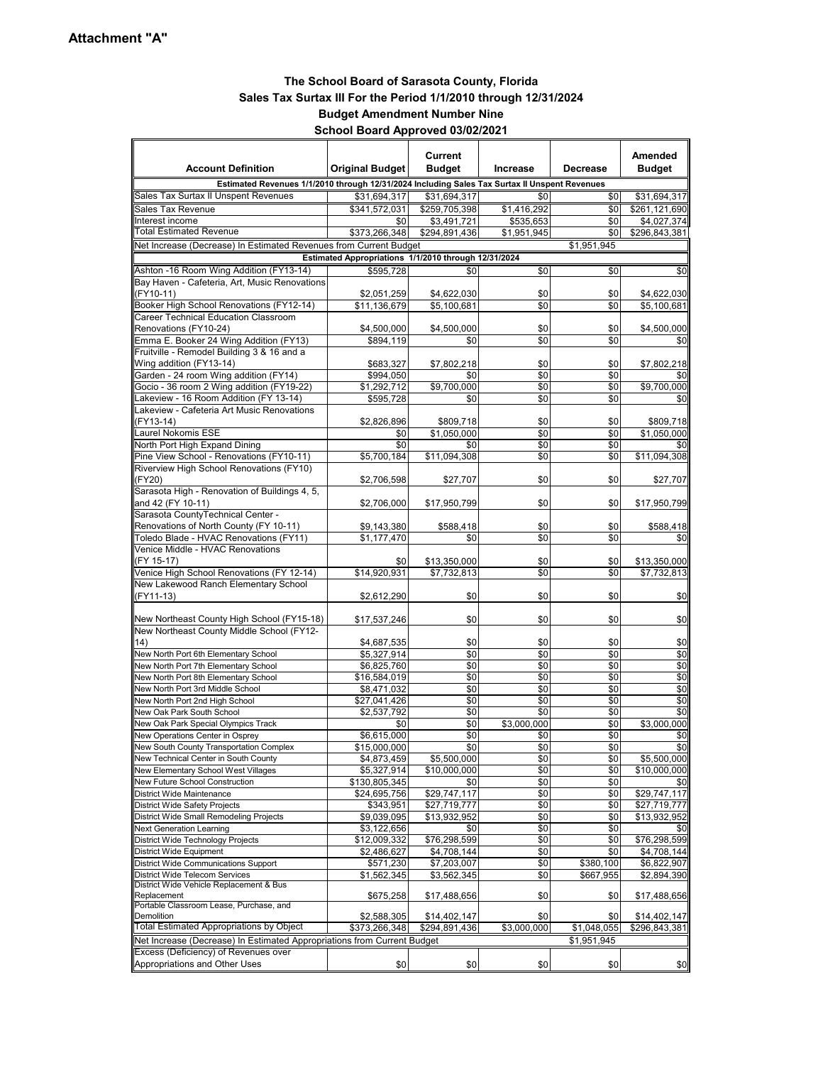**Attachment "A"**

## The School Board of Sarasota County, Florida
## Sales Tax Surtax III For the Period 1/1/2010 through 12/31/2024
## Budget Amendment Number Nine
## School Board Approved 03/02/2021

| Account Definition | Original Budget | Current Budget | Increase | Decrease | Amended Budget |
|---|---|---|---|---|---|
| **Estimated Revenues 1/1/2010 through 12/31/2024 Including Sales Tax Surtax II Unspent Revenues** | | | | | |
| Sales Tax Surtax II Unspent Revenues | $31,694,317 | $31,694,317 | $0 | $0 | $31,694,317 |
| Sales Tax Revenue | $341,572,031 | $259,705,398 | $1,416,292 | $0 | $261,121,690 |
| Interest income | $0 | $3,491,721 | $535,653 | $0 | $4,027,374 |
| Total Estimated Revenue | $373,266,348 | $294,891,436 | $1,951,945 | $0 | $296,843,381 |
| Net Increase (Decrease) In Estimated Revenues from Current Budget | | | | $1,951,945 | |
| **Estimated Appropriations 1/1/2010 through 12/31/2024** | | | | | |
| Ashton -16 Room Wing Addition (FY13-14) | $595,728 | $0 | $0 | $0 | $0 |
| Bay Haven - Cafeteria, Art, Music Renovations (FY10-11) | $2,051,259 | $4,622,030 | $0 | $0 | $4,622,030 |
| Booker High School Renovations (FY12-14) | $11,136,679 | $5,100,681 | $0 | $0 | $5,100,681 |
| Career Technical Education Classroom Renovations (FY10-24) | $4,500,000 | $4,500,000 | $0 | $0 | $4,500,000 |
| Emma E. Booker 24 Wing Addition (FY13) | $894,119 | $0 | $0 | $0 | $0 |
| Fruitville - Remodel Building 3 & 16 and a Wing addition (FY13-14) | $683,327 | $7,802,218 | $0 | $0 | $7,802,218 |
| Garden - 24 room Wing addition (FY14) | $994,050 | $0 | $0 | $0 | $0 |
| Gocio - 36 room 2 Wing addition (FY19-22) | $1,292,712 | $9,700,000 | $0 | $0 | $9,700,000 |
| Lakeview - 16 Room Addition (FY 13-14) | $595,728 | $0 | $0 | $0 | $0 |
| Lakeview - Cafeteria Art Music Renovations (FY13-14) | $2,826,896 | $809,718 | $0 | $0 | $809,718 |
| Laurel Nokomis ESE | $0 | $1,050,000 | $0 | $0 | $1,050,000 |
| North Port High Expand Dining | $0 | $0 | $0 | $0 | $0 |
| Pine View School - Renovations (FY10-11) | $5,700,184 | $11,094,308 | $0 | $0 | $11,094,308 |
| Riverview High School Renovations (FY10) (FY20) | $2,706,598 | $27,707 | $0 | $0 | $27,707 |
| Sarasota High - Renovation of Buildings 4, 5, and 42 (FY 10-11) | $2,706,000 | $17,950,799 | $0 | $0 | $17,950,799 |
| Sarasota CountyTechnical Center - Renovations of North County (FY 10-11) | $9,143,380 | $588,418 | $0 | $0 | $588,418 |
| Toledo Blade - HVAC Renovations (FY11) | $1,177,470 | $0 | $0 | $0 | $0 |
| Venice Middle - HVAC Renovations (FY 15-17) | $0 | $13,350,000 | $0 | $0 | $13,350,000 |
| Venice High School Renovations (FY 12-14) | $14,920,931 | $7,732,813 | $0 | $0 | $7,732,813 |
| New Lakewood Ranch Elementary School (FY11-13) | $2,612,290 | $0 | $0 | $0 | $0 |
| New Northeast County High School (FY15-18) | $17,537,246 | $0 | $0 | $0 | $0 |
| New Northeast County Middle School (FY12-14) | $4,687,535 | $0 | $0 | $0 | $0 |
| New North Port 6th Elementary School | $5,327,914 | $0 | $0 | $0 | $0 |
| New North Port 7th Elementary School | $6,825,760 | $0 | $0 | $0 | $0 |
| New North Port 8th Elementary School | $16,584,019 | $0 | $0 | $0 | $0 |
| New North Port 3rd Middle School | $8,471,032 | $0 | $0 | $0 | $0 |
| New North Port 2nd High School | $27,041,426 | $0 | $0 | $0 | $0 |
| New Oak Park South School | $2,537,792 | $0 | $0 | $0 | $0 |
| New Oak Park Special Olympics Track | $0 | $0 | $3,000,000 | $0 | $3,000,000 |
| New Operations Center in Osprey | $6,615,000 | $0 | $0 | $0 | $0 |
| New South County Transportation Complex | $15,000,000 | $0 | $0 | $0 | $0 |
| New Technical Center in South County | $4,873,459 | $5,500,000 | $0 | $0 | $5,500,000 |
| New Elementary School West Villages | $5,327,914 | $10,000,000 | $0 | $0 | $10,000,000 |
| New Future School Construction | $130,805,345 | $0 | $0 | $0 | $0 |
| District Wide Maintenance | $24,695,756 | $29,747,117 | $0 | $0 | $29,747,117 |
| District Wide Safety Projects | $343,951 | $27,719,777 | $0 | $0 | $27,719,777 |
| District Wide Small Remodeling Projects | $9,039,095 | $13,932,952 | $0 | $0 | $13,932,952 |
| Next Generation Learning | $3,122,656 | $0 | $0 | $0 | $0 |
| District Wide Technology Projects | $12,009,332 | $76,298,599 | $0 | $0 | $76,298,599 |
| District Wide Equipment | $2,486,627 | $4,708,144 | $0 | $0 | $4,708,144 |
| District Wide Communications Support | $571,230 | $7,203,007 | $0 | $380,100 | $6,822,907 |
| District Wide Telecom Services | $1,562,345 | $3,562,345 | $0 | $667,955 | $2,894,390 |
| District Wide Vehicle Replacement & Bus Replacement | $675,258 | $17,488,656 | $0 | $0 | $17,488,656 |
| Portable Classroom Lease, Purchase, and Demolition | $2,588,305 | $14,402,147 | $0 | $0 | $14,402,147 |
| Total Estimated Appropriations by Object | $373,266,348 | $294,891,436 | $3,000,000 | $1,048,055 | $296,843,381 |
| Net Increase (Decrease) In Estimated Appropriations from Current Budget | | | | $1,951,945 | |
| Excess (Deficiency) of Revenues over Appropriations and Other Uses | $0 | $0 | $0 | $0 | $0 |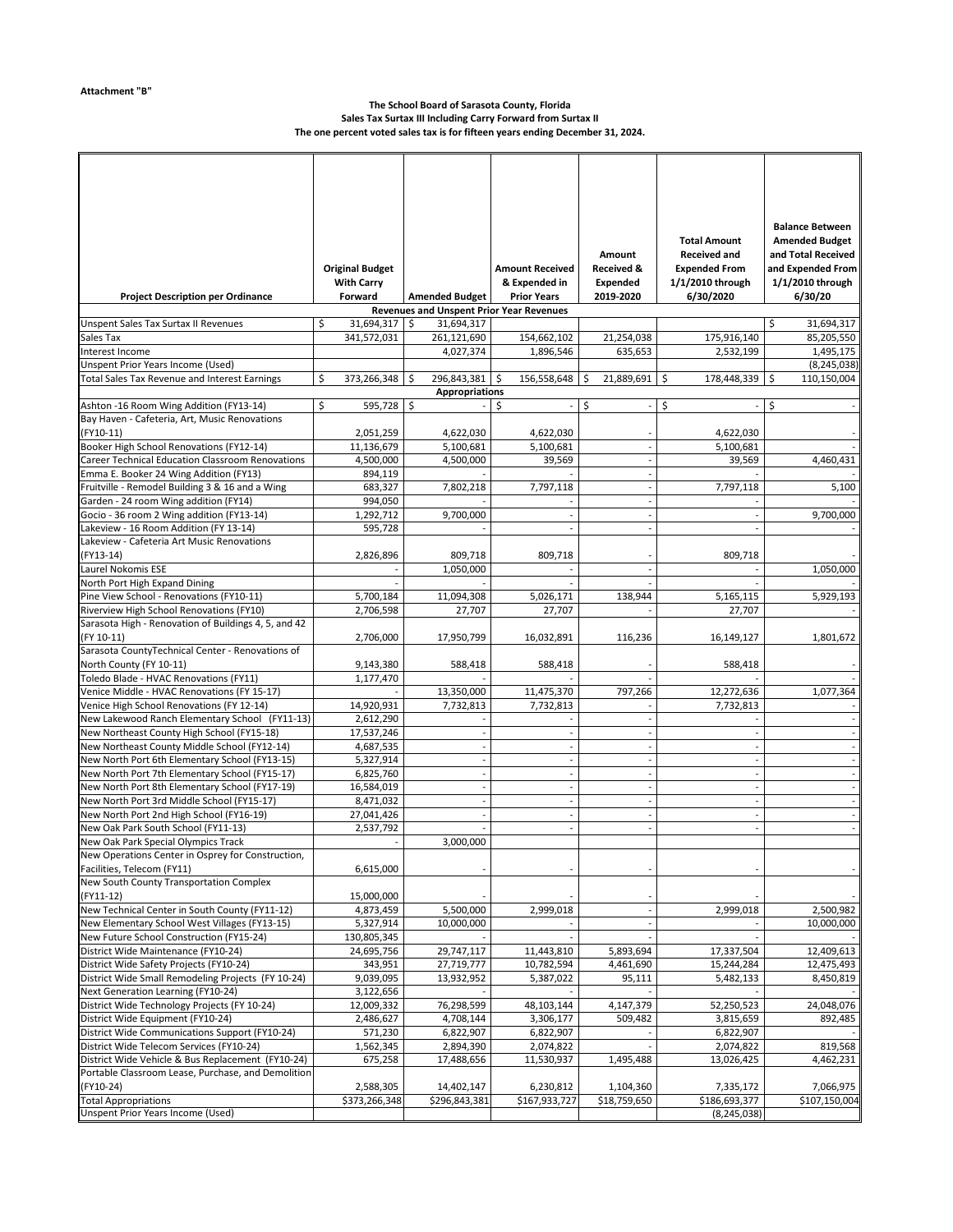**Attachment "B"**

**The School Board of Sarasota County, Florida**
**Sales Tax Surtax III Including Carry Forward from Surtax II**
**The one percent voted sales tax is for fifteen years ending December 31, 2024.**

| Project Description per Ordinance | Original Budget With Carry Forward | Amended Budget | Amount Received & Expended in Prior Years | Amount Received & Expended 2019-2020 | Total Amount Received and Expended From 1/1/2010 through 6/30/2020 | Balance Between Amended Budget and Total Received and Expended From 1/1/2010 through 6/30/20 |
|---|---|---|---|---|---|---|
| **Revenues and Unspent Prior Year Revenues** | | | | | | |
| Unspent Sales Tax Surtax II Revenues | $ 31,694,317 | $ 31,694,317 | | | | $ 31,694,317 |
| Sales Tax | 341,572,031 | 261,121,690 | 154,662,102 | 21,254,038 | 175,916,140 | 85,205,550 |
| Interest Income | | 4,027,374 | 1,896,546 | 635,653 | 2,532,199 | 1,495,175 |
| Unspent Prior Years Income (Used) | | | | | | (8,245,038) |
| Total Sales Tax Revenue and Interest Earnings | $ 373,266,348 | $ 296,843,381 | $ 156,558,648 | $ 21,889,691 | $ 178,448,339 | $ 110,150,004 |
| **Appropriations** | | | | | | |
| Ashton -16 Room Wing Addition (FY13-14) | $ 595,728 | $ - | $ - | $ - | $ - | $ - |
| Bay Haven - Cafeteria, Art, Music Renovations (FY10-11) | 2,051,259 | 4,622,030 | 4,622,030 | - | 4,622,030 | - |
| Booker High School Renovations (FY12-14) | 11,136,679 | 5,100,681 | 5,100,681 | - | 5,100,681 | - |
| Career Technical Education Classroom Renovations | 4,500,000 | 4,500,000 | 39,569 | - | 39,569 | 4,460,431 |
| Emma E. Booker 24 Wing Addition (FY13) | 894,119 | - | - | - | - | - |
| Fruitville - Remodel Building 3 & 16 and a Wing | 683,327 | 7,802,218 | 7,797,118 | - | 7,797,118 | 5,100 |
| Garden - 24 room Wing addition (FY14) | 994,050 | - | - | - | - | - |
| Gocio - 36 room 2 Wing addition (FY13-14) | 1,292,712 | 9,700,000 | - | - | - | 9,700,000 |
| Lakeview - 16 Room Addition (FY 13-14) | 595,728 | - | - | - | - | - |
| Lakeview - Cafeteria Art Music Renovations (FY13-14) | 2,826,896 | 809,718 | 809,718 | - | 809,718 | - |
| Laurel Nokomis ESE | - | 1,050,000 | - | - | - | 1,050,000 |
| North Port High Expand Dining | - | - | - | - | - | - |
| Pine View School - Renovations (FY10-11) | 5,700,184 | 11,094,308 | 5,026,171 | 138,944 | 5,165,115 | 5,929,193 |
| Riverview High School Renovations (FY10) | 2,706,598 | 27,707 | 27,707 | - | 27,707 | - |
| Sarasota High - Renovation of Buildings 4, 5, and 42 (FY 10-11) | 2,706,000 | 17,950,799 | 16,032,891 | 116,236 | 16,149,127 | 1,801,672 |
| Sarasota CountyTechnical Center - Renovations of North County (FY 10-11) | 9,143,380 | 588,418 | 588,418 | - | 588,418 | - |
| Toledo Blade - HVAC Renovations (FY11) | 1,177,470 | - | - | - | - | - |
| Venice Middle - HVAC Renovations (FY 15-17) | - | 13,350,000 | 11,475,370 | 797,266 | 12,272,636 | 1,077,364 |
| Venice High School Renovations (FY 12-14) | 14,920,931 | 7,732,813 | 7,732,813 | - | 7,732,813 | - |
| New Lakewood Ranch Elementary School (FY11-13) | 2,612,290 | - | - | - | - | - |
| New Northeast County High School (FY15-18) | 17,537,246 | - | - | - | - | - |
| New Northeast County Middle School (FY12-14) | 4,687,535 | - | - | - | - | - |
| New North Port 6th Elementary School (FY13-15) | 5,327,914 | - | - | - | - | - |
| New North Port 7th Elementary School (FY15-17) | 6,825,760 | - | - | - | - | - |
| New North Port 8th Elementary School (FY17-19) | 16,584,019 | - | - | - | - | - |
| New North Port 3rd Middle School (FY15-17) | 8,471,032 | - | - | - | - | - |
| New North Port 2nd High School (FY16-19) | 27,041,426 | - | - | - | - | - |
| New Oak Park South School (FY11-13) | 2,537,792 | - | - | - | - | - |
| New Oak Park Special Olympics Track | - | 3,000,000 | | | | |
| New Operations Center in Osprey for Construction, Facilities, Telecom (FY11) | 6,615,000 | - | - | - | - | - |
| New South County Transportation Complex (FY11-12) | 15,000,000 | - | - | - | - | - |
| New Technical Center in South County (FY11-12) | 4,873,459 | 5,500,000 | 2,999,018 | - | 2,999,018 | 2,500,982 |
| New Elementary School West Villages (FY13-15) | 5,327,914 | 10,000,000 | - | - | - | 10,000,000 |
| New Future School Construction (FY15-24) | 130,805,345 | - | - | - | - | - |
| District Wide Maintenance (FY10-24) | 24,695,756 | 29,747,117 | 11,443,810 | 5,893,694 | 17,337,504 | 12,409,613 |
| District Wide Safety Projects (FY10-24) | 343,951 | 27,719,777 | 10,782,594 | 4,461,690 | 15,244,284 | 12,475,493 |
| District Wide Small Remodeling Projects (FY 10-24) | 9,039,095 | 13,932,952 | 5,387,022 | 95,111 | 5,482,133 | 8,450,819 |
| Next Generation Learning (FY10-24) | 3,122,656 | - | - | - | - | - |
| District Wide Technology Projects (FY 10-24) | 12,009,332 | 76,298,599 | 48,103,144 | 4,147,379 | 52,250,523 | 24,048,076 |
| District Wide Equipment (FY10-24) | 2,486,627 | 4,708,144 | 3,306,177 | 509,482 | 3,815,659 | 892,485 |
| District Wide Communications Support (FY10-24) | 571,230 | 6,822,907 | 6,822,907 | - | 6,822,907 | - |
| District Wide Telecom Services (FY10-24) | 1,562,345 | 2,894,390 | 2,074,822 | - | 2,074,822 | 819,568 |
| District Wide Vehicle & Bus Replacement (FY10-24) | 675,258 | 17,488,656 | 11,530,937 | 1,495,488 | 13,026,425 | 4,462,231 |
| Portable Classroom Lease, Purchase, and Demolition (FY10-24) | 2,588,305 | 14,402,147 | 6,230,812 | 1,104,360 | 7,335,172 | 7,066,975 |
| Total Appropriations | $373,266,348 | $296,843,381 | $167,933,727 | $18,759,650 | $186,693,377 | $107,150,004 |
| Unspent Prior Years Income (Used) | | | | | (8,245,038) | |